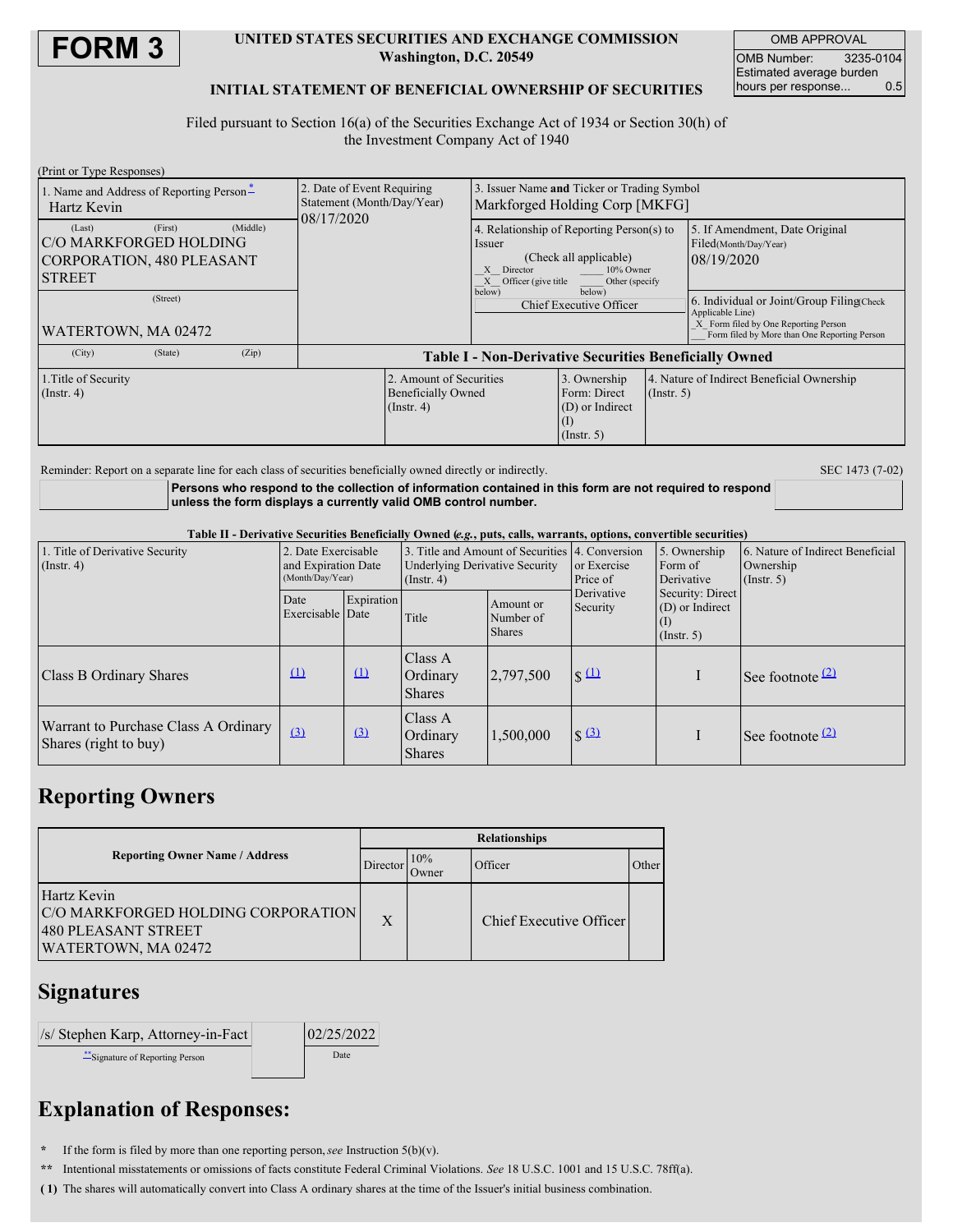# FORM 3

**UNITED STATES SECURITIES AND EXCHANGE COMMISSION**
**Washington, D.C. 20549**

**INITIAL STATEMENT OF BENEFICIAL OWNERSHIP OF SECURITIES**

| OMB APPROVAL | |
|---|---|
| OMB Number: | 3235-0104 |
| Estimated average burden hours per response... | 0.5 |

Filed pursuant to Section 16(a) of the Securities Exchange Act of 1934 or Section 30(h) of the Investment Company Act of 1940

(Print or Type Responses)

| 1. Name and Address of Reporting Person* | 2. Date of Event Requiring Statement (Month/Day/Year) | 3. Issuer Name and Ticker or Trading Symbol |
|---|---|---|
| Hartz Kevin | 08/17/2020 | Markforged Holding Corp [MKFG] |
| (Last) (First) (Middle) C/O MARKFORGED HOLDING CORPORATION, 480 PLEASANT STREET | | 4. Relationship of Reporting Person(s) to Issuer (Check all applicable) X Director ___ 10% Owner X Officer (give title below) ___ Other (specify below) Chief Executive Officer |
| (Street) WATERTOWN, MA 02472 | | 5. If Amendment, Date Original Filed (Month/Day/Year) 08/19/2020 |
| (City) (State) (Zip) | | 6. Individual or Joint/Group Filing (Check Applicable Line) X Form filed by One Reporting Person ___ Form filed by More than One Reporting Person |

**Table I - Non-Derivative Securities Beneficially Owned**

| 1.Title of Security (Instr. 4) | 2. Amount of Securities Beneficially Owned (Instr. 4) | 3. Ownership Form: Direct (D) or Indirect (I) (Instr. 5) | 4. Nature of Indirect Beneficial Ownership (Instr. 5) |
|---|---|---|---|

Reminder: Report on a separate line for each class of securities beneficially owned directly or indirectly.

SEC 1473 (7-02)

**Persons who respond to the collection of information contained in this form are not required to respond unless the form displays a currently valid OMB control number.**

**Table II - Derivative Securities Beneficially Owned (*e.g.*, puts, calls, warrants, options, convertible securities)**

| 1. Title of Derivative Security (Instr. 4) | 2. Date Exercisable and Expiration Date (Month/Day/Year) | | 3. Title and Amount of Securities Underlying Derivative Security (Instr. 4) | | 4. Conversion or Exercise Price of Derivative Security | 5. Ownership Form of Derivative Security: Direct (D) or Indirect (I) (Instr. 5) | 6. Nature of Indirect Beneficial Ownership (Instr. 5) |
|---|---|---|---|---|---|---|---|
| | Date Exercisable | Expiration Date | Title | Amount or Number of Shares | | | |
| Class B Ordinary Shares | (1) | (1) | Class A Ordinary Shares | 2,797,500 | $ (1) | I | See footnote (2) |
| Warrant to Purchase Class A Ordinary Shares (right to buy) | (3) | (3) | Class A Ordinary Shares | 1,500,000 | $ (3) | I | See footnote (2) |

## Reporting Owners

| Reporting Owner Name / Address | Relationships | | | |
|---|---|---|---|---|
| | Director | 10% Owner | Officer | Other |
| Hartz Kevin C/O MARKFORGED HOLDING CORPORATION 480 PLEASANT STREET WATERTOWN, MA 02472 | X | | Chief Executive Officer | |

## Signatures

| /s/ Stephen Karp, Attorney-in-Fact | 02/25/2022 |
|---|---|
| **Signature of Reporting Person | Date |

## Explanation of Responses:

\* If the form is filed by more than one reporting person, *see* Instruction 5(b)(v).

\*\* Intentional misstatements or omissions of facts constitute Federal Criminal Violations. *See* 18 U.S.C. 1001 and 15 U.S.C. 78ff(a).

**( 1)** The shares will automatically convert into Class A ordinary shares at the time of the Issuer's initial business combination.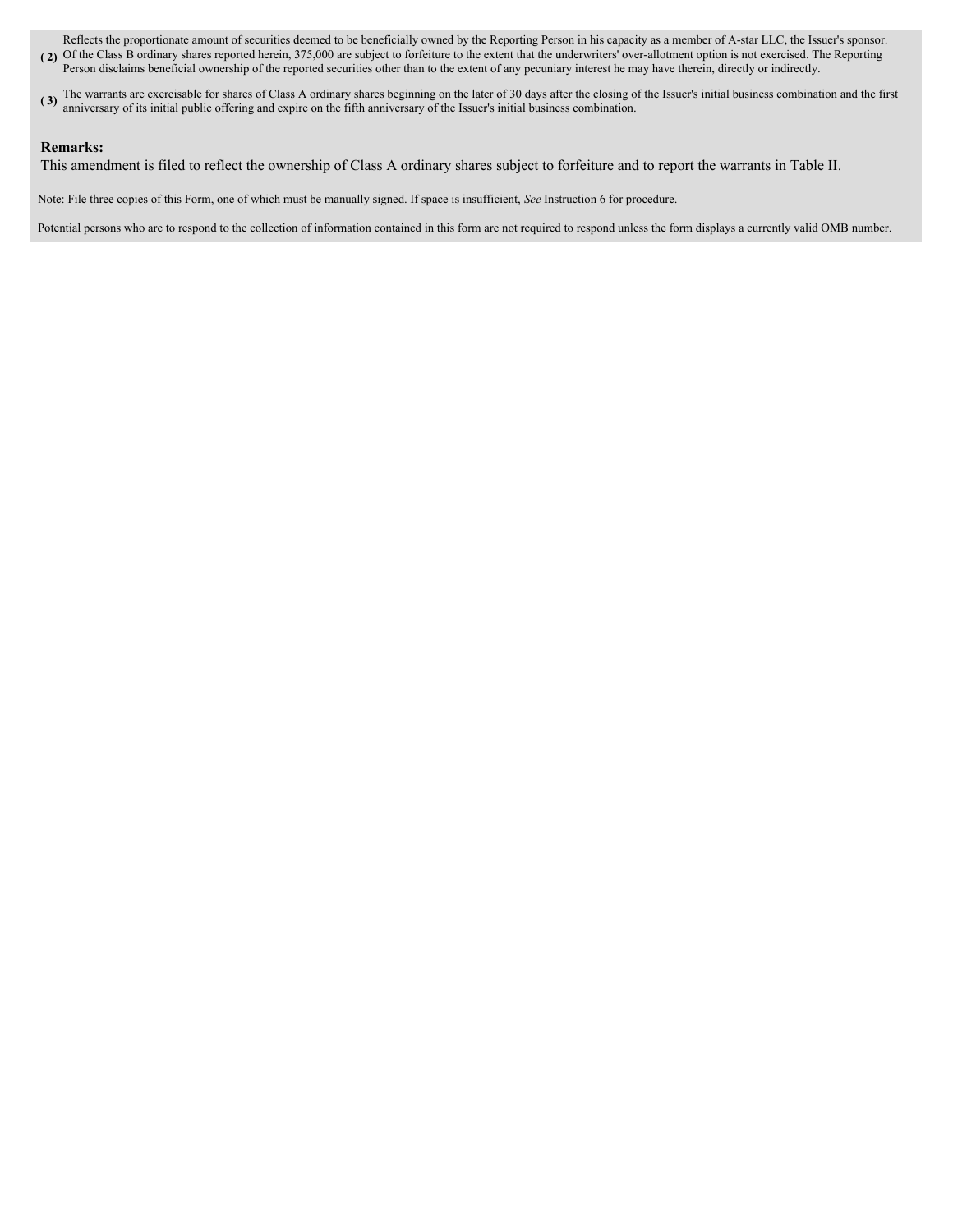( 2) Reflects the proportionate amount of securities deemed to be beneficially owned by the Reporting Person in his capacity as a member of A-star LLC, the Issuer's sponsor. Of the Class B ordinary shares reported herein, 375,000 are subject to forfeiture to the extent that the underwriters' over-allotment option is not exercised. The Reporting Person disclaims beneficial ownership of the reported securities other than to the extent of any pecuniary interest he may have therein, directly or indirectly.

( 3) The warrants are exercisable for shares of Class A ordinary shares beginning on the later of 30 days after the closing of the Issuer's initial business combination and the first anniversary of its initial public offering and expire on the fifth anniversary of the Issuer's initial business combination.

**Remarks:**

This amendment is filed to reflect the ownership of Class A ordinary shares subject to forfeiture and to report the warrants in Table II.

Note: File three copies of this Form, one of which must be manually signed. If space is insufficient, *See* Instruction 6 for procedure.

Potential persons who are to respond to the collection of information contained in this form are not required to respond unless the form displays a currently valid OMB number.